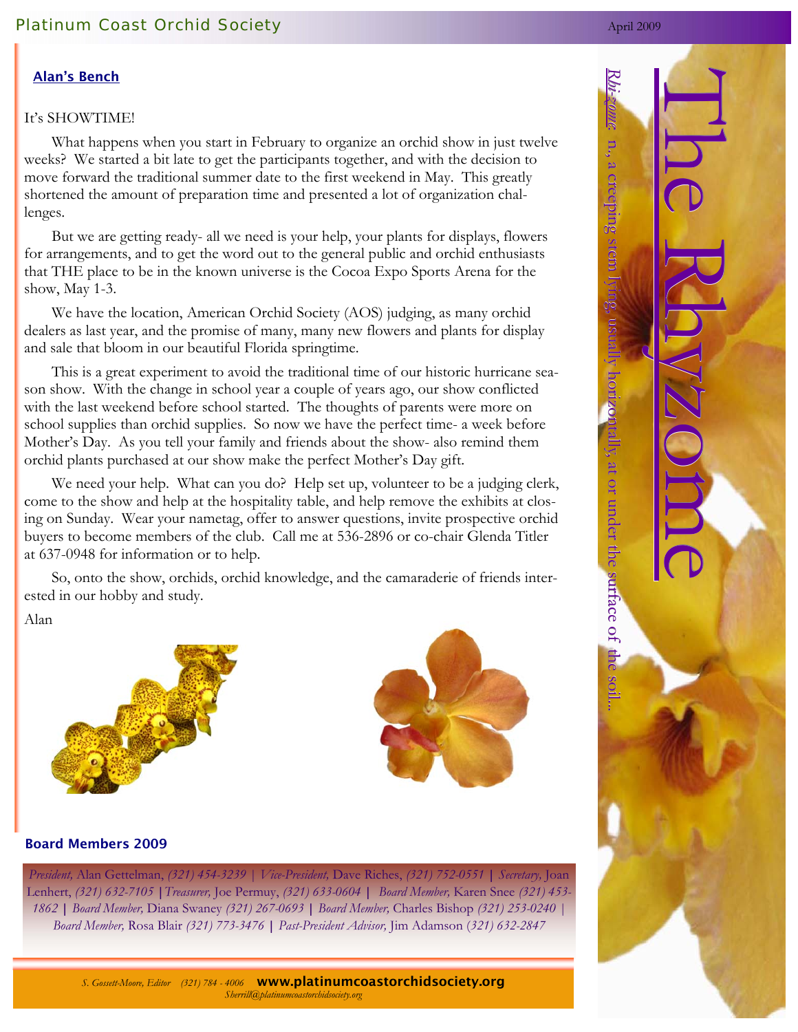# The Rhyzome

*Rhi-zome* n., a creeping stem lying, usually horizontally, at or under the surface of the soil...

April 2009

## Alan's Bench

It's SHOWTIME!

What happens when you start in February to organize an orchid show in just twelve weeks? We started a bit late to get the participants together, and with the decision to move forward the traditional summer date to the first weekend in May. This greatly shortened the amount of preparation time and presented a lot of organization challenges.

But we are getting ready- all we need is your help, your plants for displays, flowers for arrangements, and to get the word out to the general public and orchid enthusiasts that THE place to be in the known universe is the Cocoa Expo Sports Arena for the show, May 1-3.

We have the location, American Orchid Society (AOS) judging, as many orchid dealers as last year, and the promise of many, many new flowers and plants for display and sale that bloom in our beautiful Florida springtime.

This is a great experiment to avoid the traditional time of our historic hurricane season show. With the change in school year a couple of years ago, our show conflicted with the last weekend before school started. The thoughts of parents were more on school supplies than orchid supplies. So now we have the perfect time- a week before Mother's Day. As you tell your family and friends about the show- also remind them orchid plants purchased at our show make the perfect Mother's Day gift.

We need your help. What can you do? Help set up, volunteer to be a judging clerk, come to the show and help at the hospitality table, and help remove the exhibits at closing on Sunday. Wear your nametag, offer to answer questions, invite prospective orchid buyers to become members of the club. Call me at 536-2896 or co-chair Glenda Titler at 637-0948 for information or to help.

So, onto the show, orchids, orchid knowledge, and the camaraderie of friends interested in our hobby and study.

Alan

## Board Members 2009

*President,* Alan Gettelman, *(321) 454-3239* | *Vice-President,* Dave Riches, *(321) 752-0551* | *Secretary,* Joan Lenhert, *(321) 632-7105* | *Treasurer,* Joe Permuy, *(321) 633-0604* | *Board Member,* Karen Snee *(321) 453-1862* | *Board Member,* Diana Swaney *(321) 267-0693* | *Board Member,* Charles Bishop *(321) 253-0240* | *Board Member,* Rosa Blair *(321) 773-3476* | *Past-President Advisor,* Jim Adamson *(321) 632-2847*

*S. Gossett-Moore, Editor (321) 784 - 4006* **www.platinumcoastorchidsociety.org**
*Sherrill@platinumcoastorchidsociety.org*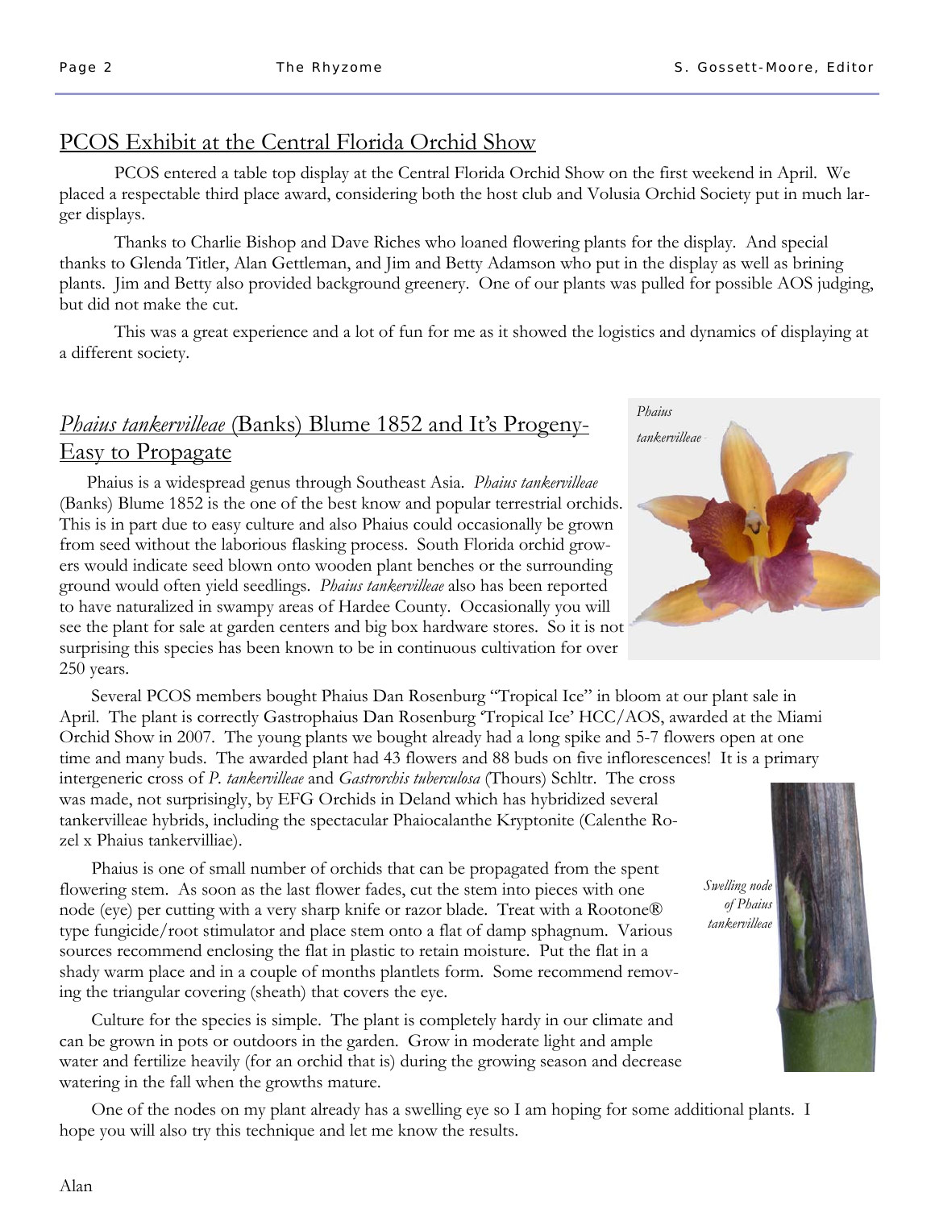## PCOS Exhibit at the Central Florida Orchid Show

PCOS entered a table top display at the Central Florida Orchid Show on the first weekend in April. We placed a respectable third place award, considering both the host club and Volusia Orchid Society put in much larger displays.

Thanks to Charlie Bishop and Dave Riches who loaned flowering plants for the display. And special thanks to Glenda Titler, Alan Gettleman, and Jim and Betty Adamson who put in the display as well as brining plants. Jim and Betty also provided background greenery. One of our plants was pulled for possible AOS judging, but did not make the cut.

This was a great experience and a lot of fun for me as it showed the logistics and dynamics of displaying at a different society.

## *Phaius tankervilleae* (Banks) Blume 1852 and It's Progeny- Easy to Propagate

*Phaius tankervilleae*

Phaius is a widespread genus through Southeast Asia. *Phaius tankervilleae* (Banks) Blume 1852 is the one of the best know and popular terrestrial orchids. This is in part due to easy culture and also Phaius could occasionally be grown from seed without the laborious flasking process. South Florida orchid growers would indicate seed blown onto wooden plant benches or the surrounding ground would often yield seedlings. *Phaius tankervilleae* also has been reported to have naturalized in swampy areas of Hardee County. Occasionally you will see the plant for sale at garden centers and big box hardware stores. So it is not surprising this species has been known to be in continuous cultivation for over 250 years.

Several PCOS members bought Phaius Dan Rosenburg "Tropical Ice" in bloom at our plant sale in April. The plant is correctly Gastrophaius Dan Rosenburg 'Tropical Ice' HCC/AOS, awarded at the Miami Orchid Show in 2007. The young plants we bought already had a long spike and 5-7 flowers open at one time and many buds. The awarded plant had 43 flowers and 88 buds on five inflorescences! It is a primary intergeneric cross of *P. tankervilleae* and *Gastrorchis tuberculosa* (Thours) Schltr. The cross was made, not surprisingly, by EFG Orchids in Deland which has hybridized several tankervilleae hybrids, including the spectacular Phaiocalanthe Kryptonite (Calenthe Rozel x Phaius tankervilliae).

Phaius is one of small number of orchids that can be propagated from the spent flowering stem. As soon as the last flower fades, cut the stem into pieces with one node (eye) per cutting with a very sharp knife or razor blade. Treat with a Rootone® type fungicide/root stimulator and place stem onto a flat of damp sphagnum. Various sources recommend enclosing the flat in plastic to retain moisture. Put the flat in a shady warm place and in a couple of months plantlets form. Some recommend removing the triangular covering (sheath) that covers the eye.

*Swelling node of Phaius tankervilleae*

Culture for the species is simple. The plant is completely hardy in our climate and can be grown in pots or outdoors in the garden. Grow in moderate light and ample water and fertilize heavily (for an orchid that is) during the growing season and decrease watering in the fall when the growths mature.

One of the nodes on my plant already has a swelling eye so I am hoping for some additional plants. I hope you will also try this technique and let me know the results.

Alan